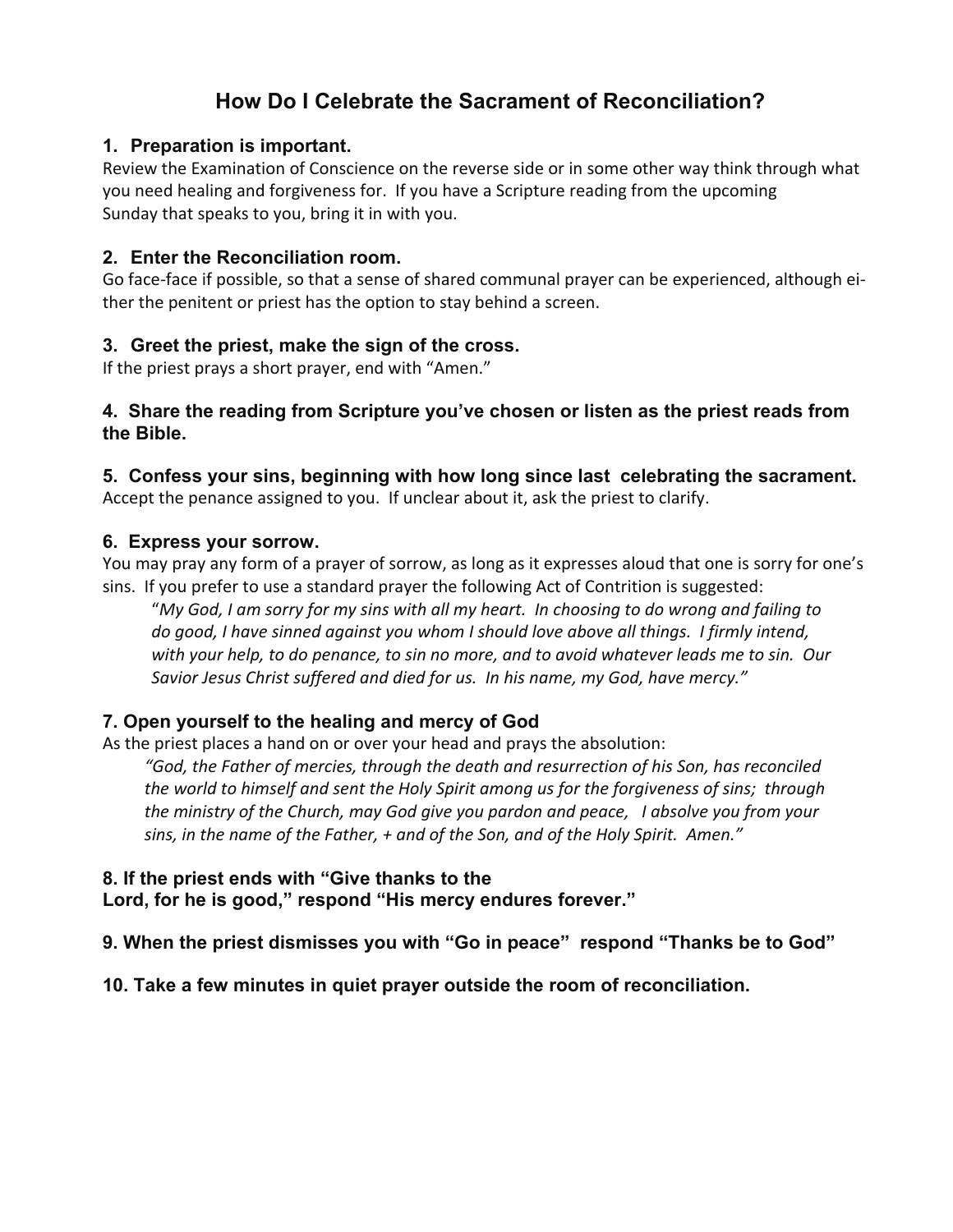# How Do I Celebrate the Sacrament of Reconciliation?

### 1. Preparation is important.

Review the Examination of Conscience on the reverse side or in some other way think through what you need healing and forgiveness for. If you have a Scripture reading from the upcoming Sunday that speaks to you, bring it in with you.

### 2. Enter the Reconciliation room.

Go face-face if possible, so that a sense of shared communal prayer can be experienced, although either the penitent or priest has the option to stay behind a screen.

### 3. Greet the priest, make the sign of the cross.

If the priest prays a short prayer, end with "Amen."

### 4. Share the reading from Scripture you've chosen or listen as the priest reads from the Bible.

### 5. Confess your sins, beginning with how long since last celebrating the sacrament.

Accept the penance assigned to you. If unclear about it, ask the priest to clarify.

### 6. Express your sorrow.

You may pray any form of a prayer of sorrow, as long as it expresses aloud that one is sorry for one's sins. If you prefer to use a standard prayer the following Act of Contrition is suggested:

> "*My God, I am sorry for my sins with all my heart. In choosing to do wrong and failing to do good, I have sinned against you whom I should love above all things. I firmly intend, with your help, to do penance, to sin no more, and to avoid whatever leads me to sin. Our Savior Jesus Christ suffered and died for us. In his name, my God, have mercy."*

### 7. Open yourself to the healing and mercy of God

As the priest places a hand on or over your head and prays the absolution:

> *"God, the Father of mercies, through the death and resurrection of his Son, has reconciled the world to himself and sent the Holy Spirit among us for the forgiveness of sins; through the ministry of the Church, may God give you pardon and peace, I absolve you from your sins, in the name of the Father, + and of the Son, and of the Holy Spirit. Amen."*

### 8. If the priest ends with "Give thanks to the Lord, for he is good," respond "His mercy endures forever."

### 9. When the priest dismisses you with "Go in peace" respond "Thanks be to God"

### 10. Take a few minutes in quiet prayer outside the room of reconciliation.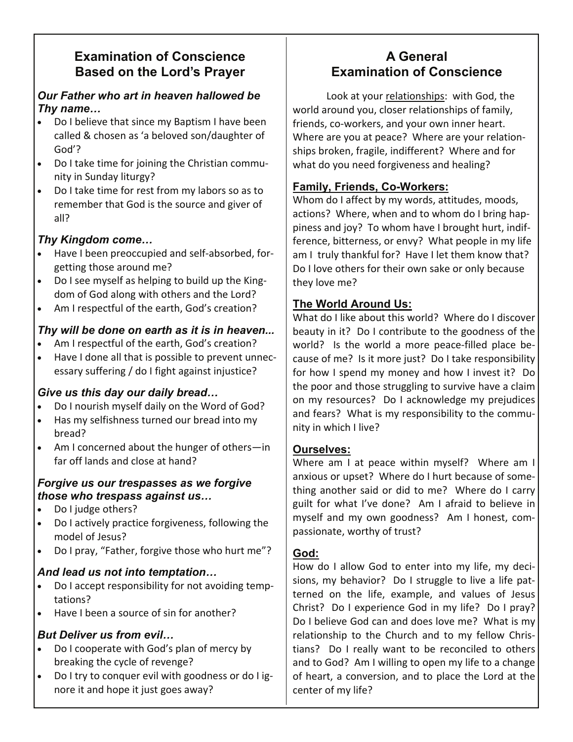## Examination of Conscience Based on the Lord's Prayer

### *Our Father who art in heaven hallowed be Thy name…*

- Do I believe that since my Baptism I have been called & chosen as 'a beloved son/daughter of God'?
- Do I take time for joining the Christian community in Sunday liturgy?
- Do I take time for rest from my labors so as to remember that God is the source and giver of all?

### *Thy Kingdom come…*

- Have I been preoccupied and self-absorbed, forgetting those around me?
- Do I see myself as helping to build up the Kingdom of God along with others and the Lord?
- Am I respectful of the earth, God's creation?

### *Thy will be done on earth as it is in heaven...*

- Am I respectful of the earth, God's creation?
- Have I done all that is possible to prevent unnecessary suffering / do I fight against injustice?

### *Give us this day our daily bread…*

- Do I nourish myself daily on the Word of God?
- Has my selfishness turned our bread into my bread?
- Am I concerned about the hunger of others—in far off lands and close at hand?

### *Forgive us our trespasses as we forgive those who trespass against us…*

- Do I judge others?
- Do I actively practice forgiveness, following the model of Jesus?
- Do I pray, "Father, forgive those who hurt me"?

### *And lead us not into temptation…*

- Do I accept responsibility for not avoiding temptations?
- Have I been a source of sin for another?

### *But Deliver us from evil…*

- Do I cooperate with God's plan of mercy by breaking the cycle of revenge?
- Do I try to conquer evil with goodness or do I ignore it and hope it just goes away?

## A General Examination of Conscience

Look at your <u>relationships</u>: with God, the world around you, closer relationships of family, friends, co-workers, and your own inner heart. Where are you at peace? Where are your relationships broken, fragile, indifferent? Where and for what do you need forgiveness and healing?

### <u>Family, Friends, Co-Workers:</u>

Whom do I affect by my words, attitudes, moods, actions? Where, when and to whom do I bring happiness and joy? To whom have I brought hurt, indifference, bitterness, or envy? What people in my life am I truly thankful for? Have I let them know that? Do I love others for their own sake or only because they love me?

### <u>The World Around Us:</u>

What do I like about this world? Where do I discover beauty in it? Do I contribute to the goodness of the world? Is the world a more peace-filled place because of me? Is it more just? Do I take responsibility for how I spend my money and how I invest it? Do the poor and those struggling to survive have a claim on my resources? Do I acknowledge my prejudices and fears? What is my responsibility to the community in which I live?

### <u>Ourselves:</u>

Where am I at peace within myself? Where am I anxious or upset? Where do I hurt because of something another said or did to me? Where do I carry guilt for what I've done? Am I afraid to believe in myself and my own goodness? Am I honest, compassionate, worthy of trust?

### <u>God:</u>

How do I allow God to enter into my life, my decisions, my behavior? Do I struggle to live a life patterned on the life, example, and values of Jesus Christ? Do I experience God in my life? Do I pray? Do I believe God can and does love me? What is my relationship to the Church and to my fellow Christians? Do I really want to be reconciled to others and to God? Am I willing to open my life to a change of heart, a conversion, and to place the Lord at the center of my life?